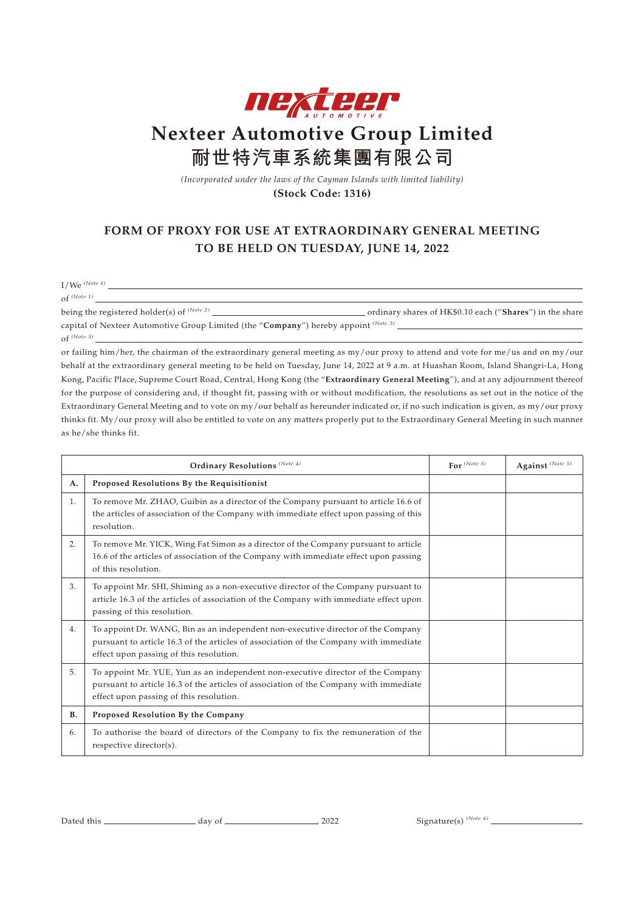# Nexteer Automotive Group Limited
# 耐世特汽車系統集團有限公司

*(Incorporated under the laws of the Cayman Islands with limited liability)*

**(Stock Code: 1316)**

## FORM OF PROXY FOR USE AT EXTRAORDINARY GENERAL MEETING TO BE HELD ON TUESDAY, JUNE 14, 2022

I/We (Note 1) \_\_\_\_\_\_\_\_\_\_\_\_\_\_\_\_\_\_\_\_\_\_\_\_\_\_\_\_\_\_\_\_\_\_\_\_\_\_\_\_

of (Note 1) \_\_\_\_\_\_\_\_\_\_\_\_\_\_\_\_\_\_\_\_\_\_\_\_\_\_\_\_\_\_\_\_\_\_\_\_\_\_\_\_

being the registered holder(s) of (Note 2) \_\_\_\_\_\_\_\_\_\_\_\_\_\_\_\_\_\_\_\_ ordinary shares of HK$0.10 each ("**Shares**") in the share capital of Nexteer Automotive Group Limited (the "**Company**") hereby appoint (Note 3) \_\_\_\_\_\_\_\_\_\_\_\_\_\_\_\_\_\_\_\_

of (Note 3) \_\_\_\_\_\_\_\_\_\_\_\_\_\_\_\_\_\_\_\_\_\_\_\_\_\_\_\_\_\_\_\_\_\_\_\_\_\_\_\_

or failing him/her, the chairman of the extraordinary general meeting as my/our proxy to attend and vote for me/us and on my/our behalf at the extraordinary general meeting to be held on Tuesday, June 14, 2022 at 9 a.m. at Huashan Room, Island Shangri-La, Hong Kong, Pacific Place, Supreme Court Road, Central, Hong Kong (the "**Extraordinary General Meeting**"), and at any adjournment thereof for the purpose of considering and, if thought fit, passing with or without modification, the resolutions as set out in the notice of the Extraordinary General Meeting and to vote on my/our behalf as hereunder indicated or, if no such indication is given, as my/our proxy thinks fit. My/our proxy will also be entitled to vote on any matters properly put to the Extraordinary General Meeting in such manner as he/she thinks fit.

| | **Ordinary Resolutions** (Note 4) | **For** (Note 5) | **Against** (Note 5) |
|---|---|---|---|
| **A.** | **Proposed Resolutions By the Requisitionist** | | |
| 1. | To remove Mr. ZHAO, Guibin as a director of the Company pursuant to article 16.6 of the articles of association of the Company with immediate effect upon passing of this resolution. | | |
| 2. | To remove Mr. YICK, Wing Fat Simon as a director of the Company pursuant to article 16.6 of the articles of association of the Company with immediate effect upon passing of this resolution. | | |
| 3. | To appoint Mr. SHI, Shiming as a non-executive director of the Company pursuant to article 16.3 of the articles of association of the Company with immediate effect upon passing of this resolution. | | |
| 4. | To appoint Dr. WANG, Bin as an independent non-executive director of the Company pursuant to article 16.3 of the articles of association of the Company with immediate effect upon passing of this resolution. | | |
| 5. | To appoint Mr. YUE, Yun as an independent non-executive director of the Company pursuant to article 16.3 of the articles of association of the Company with immediate effect upon passing of this resolution. | | |
| **B.** | **Proposed Resolution By the Company** | | |
| 6. | To authorise the board of directors of the Company to fix the remuneration of the respective director(s). | | |

Dated this \_\_\_\_\_\_\_\_\_\_ day of \_\_\_\_\_\_\_\_\_\_, 2022 Signature(s) (Note 6) \_\_\_\_\_\_\_\_\_\_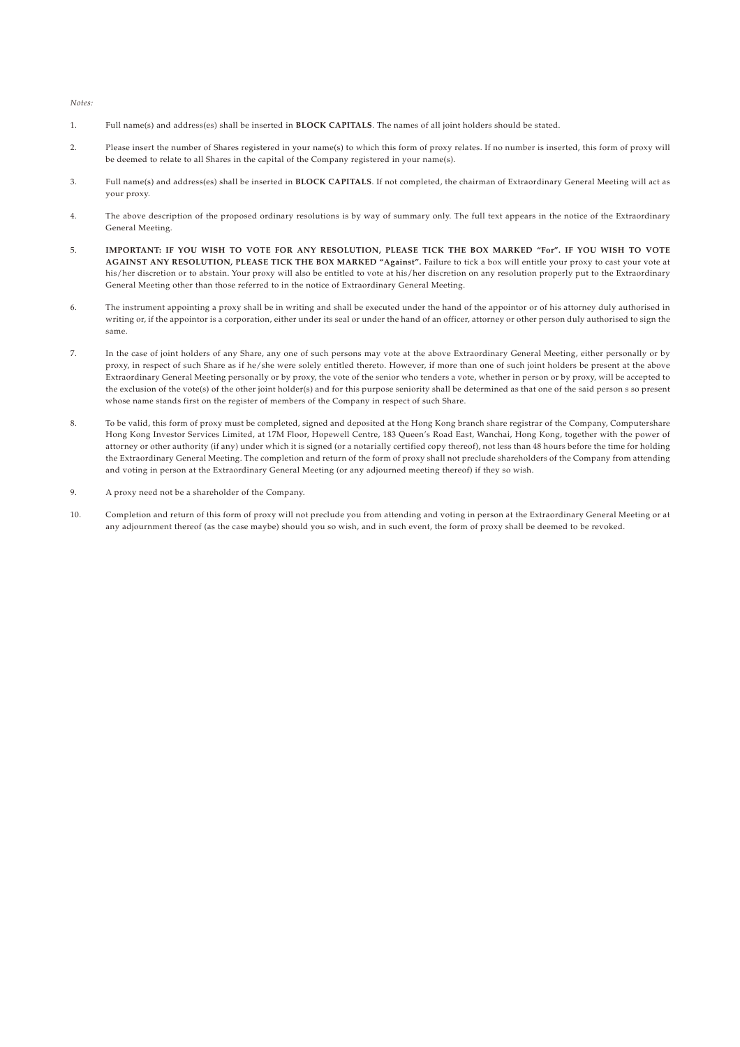*Notes:*

1. Full name(s) and address(es) shall be inserted in **BLOCK CAPITALS**. The names of all joint holders should be stated.

2. Please insert the number of Shares registered in your name(s) to which this form of proxy relates. If no number is inserted, this form of proxy will be deemed to relate to all Shares in the capital of the Company registered in your name(s).

3. Full name(s) and address(es) shall be inserted in **BLOCK CAPITALS**. If not completed, the chairman of Extraordinary General Meeting will act as your proxy.

4. The above description of the proposed ordinary resolutions is by way of summary only. The full text appears in the notice of the Extraordinary General Meeting.

5. **IMPORTANT: IF YOU WISH TO VOTE FOR ANY RESOLUTION, PLEASE TICK THE BOX MARKED "For". IF YOU WISH TO VOTE AGAINST ANY RESOLUTION, PLEASE TICK THE BOX MARKED "Against".** Failure to tick a box will entitle your proxy to cast your vote at his/her discretion or to abstain. Your proxy will also be entitled to vote at his/her discretion on any resolution properly put to the Extraordinary General Meeting other than those referred to in the notice of Extraordinary General Meeting.

6. The instrument appointing a proxy shall be in writing and shall be executed under the hand of the appointor or of his attorney duly authorised in writing or, if the appointor is a corporation, either under its seal or under the hand of an officer, attorney or other person duly authorised to sign the same.

7. In the case of joint holders of any Share, any one of such persons may vote at the above Extraordinary General Meeting, either personally or by proxy, in respect of such Share as if he/she were solely entitled thereto. However, if more than one of such joint holders be present at the above Extraordinary General Meeting personally or by proxy, the vote of the senior who tenders a vote, whether in person or by proxy, will be accepted to the exclusion of the vote(s) of the other joint holder(s) and for this purpose seniority shall be determined as that one of the said person s so present whose name stands first on the register of members of the Company in respect of such Share.

8. To be valid, this form of proxy must be completed, signed and deposited at the Hong Kong branch share registrar of the Company, Computershare Hong Kong Investor Services Limited, at 17M Floor, Hopewell Centre, 183 Queen's Road East, Wanchai, Hong Kong, together with the power of attorney or other authority (if any) under which it is signed (or a notarially certified copy thereof), not less than 48 hours before the time for holding the Extraordinary General Meeting. The completion and return of the form of proxy shall not preclude shareholders of the Company from attending and voting in person at the Extraordinary General Meeting (or any adjourned meeting thereof) if they so wish.

9. A proxy need not be a shareholder of the Company.

10. Completion and return of this form of proxy will not preclude you from attending and voting in person at the Extraordinary General Meeting or at any adjournment thereof (as the case maybe) should you so wish, and in such event, the form of proxy shall be deemed to be revoked.